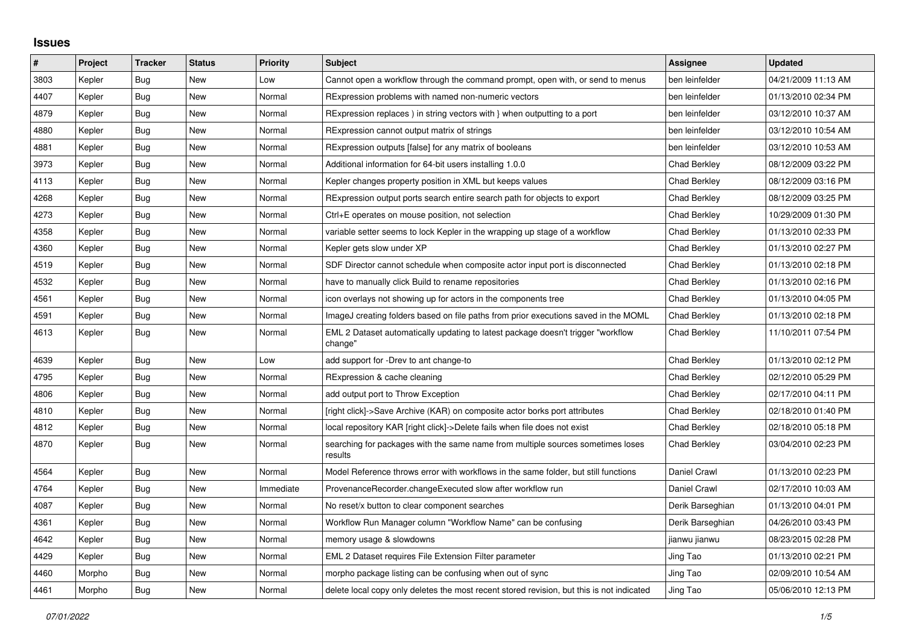## Issues

| # | Project | Tracker | Status | Priority | Subject | Assignee | Updated |
|---|---|---|---|---|---|---|---|
| 3803 | Kepler | Bug | New | Low | Cannot open a workflow through the command prompt, open with, or send to menus | ben leinfelder | 04/21/2009 11:13 AM |
| 4407 | Kepler | Bug | New | Normal | RExpression problems with named non-numeric vectors | ben leinfelder | 01/13/2010 02:34 PM |
| 4879 | Kepler | Bug | New | Normal | RExpression replaces ) in string vectors with } when outputting to a port | ben leinfelder | 03/12/2010 10:37 AM |
| 4880 | Kepler | Bug | New | Normal | RExpression cannot output matrix of strings | ben leinfelder | 03/12/2010 10:54 AM |
| 4881 | Kepler | Bug | New | Normal | RExpression outputs [false] for any matrix of booleans | ben leinfelder | 03/12/2010 10:53 AM |
| 3973 | Kepler | Bug | New | Normal | Additional information for 64-bit users installing 1.0.0 | Chad Berkley | 08/12/2009 03:22 PM |
| 4113 | Kepler | Bug | New | Normal | Kepler changes property position in XML but keeps values | Chad Berkley | 08/12/2009 03:16 PM |
| 4268 | Kepler | Bug | New | Normal | RExpression output ports search entire search path for objects to export | Chad Berkley | 08/12/2009 03:25 PM |
| 4273 | Kepler | Bug | New | Normal | Ctrl+E operates on mouse position, not selection | Chad Berkley | 10/29/2009 01:30 PM |
| 4358 | Kepler | Bug | New | Normal | variable setter seems to lock Kepler in the wrapping up stage of a workflow | Chad Berkley | 01/13/2010 02:33 PM |
| 4360 | Kepler | Bug | New | Normal | Kepler gets slow under XP | Chad Berkley | 01/13/2010 02:27 PM |
| 4519 | Kepler | Bug | New | Normal | SDF Director cannot schedule when composite actor input port is disconnected | Chad Berkley | 01/13/2010 02:18 PM |
| 4532 | Kepler | Bug | New | Normal | have to manually click Build to rename repositories | Chad Berkley | 01/13/2010 02:16 PM |
| 4561 | Kepler | Bug | New | Normal | icon overlays not showing up for actors in the components tree | Chad Berkley | 01/13/2010 04:05 PM |
| 4591 | Kepler | Bug | New | Normal | ImageJ creating folders based on file paths from prior executions saved in the MOML | Chad Berkley | 01/13/2010 02:18 PM |
| 4613 | Kepler | Bug | New | Normal | EML 2 Dataset automatically updating to latest package doesn't trigger "workflow change" | Chad Berkley | 11/10/2011 07:54 PM |
| 4639 | Kepler | Bug | New | Low | add support for -Drev to ant change-to | Chad Berkley | 01/13/2010 02:12 PM |
| 4795 | Kepler | Bug | New | Normal | RExpression & cache cleaning | Chad Berkley | 02/12/2010 05:29 PM |
| 4806 | Kepler | Bug | New | Normal | add output port to Throw Exception | Chad Berkley | 02/17/2010 04:11 PM |
| 4810 | Kepler | Bug | New | Normal | [right click]->Save Archive (KAR) on composite actor borks port attributes | Chad Berkley | 02/18/2010 01:40 PM |
| 4812 | Kepler | Bug | New | Normal | local repository KAR [right click]->Delete fails when file does not exist | Chad Berkley | 02/18/2010 05:18 PM |
| 4870 | Kepler | Bug | New | Normal | searching for packages with the same name from multiple sources sometimes loses results | Chad Berkley | 03/04/2010 02:23 PM |
| 4564 | Kepler | Bug | New | Normal | Model Reference throws error with workflows in the same folder, but still functions | Daniel Crawl | 01/13/2010 02:23 PM |
| 4764 | Kepler | Bug | New | Immediate | ProvenanceRecorder.changeExecuted slow after workflow run | Daniel Crawl | 02/17/2010 10:03 AM |
| 4087 | Kepler | Bug | New | Normal | No reset/x button to clear component searches | Derik Barseghian | 01/13/2010 04:01 PM |
| 4361 | Kepler | Bug | New | Normal | Workflow Run Manager column "Workflow Name" can be confusing | Derik Barseghian | 04/26/2010 03:43 PM |
| 4642 | Kepler | Bug | New | Normal | memory usage & slowdowns | jianwu jianwu | 08/23/2015 02:28 PM |
| 4429 | Kepler | Bug | New | Normal | EML 2 Dataset requires File Extension Filter parameter | Jing Tao | 01/13/2010 02:21 PM |
| 4460 | Morpho | Bug | New | Normal | morpho package listing can be confusing when out of sync | Jing Tao | 02/09/2010 10:54 AM |
| 4461 | Morpho | Bug | New | Normal | delete local copy only deletes the most recent stored revision, but this is not indicated | Jing Tao | 05/06/2010 12:13 PM |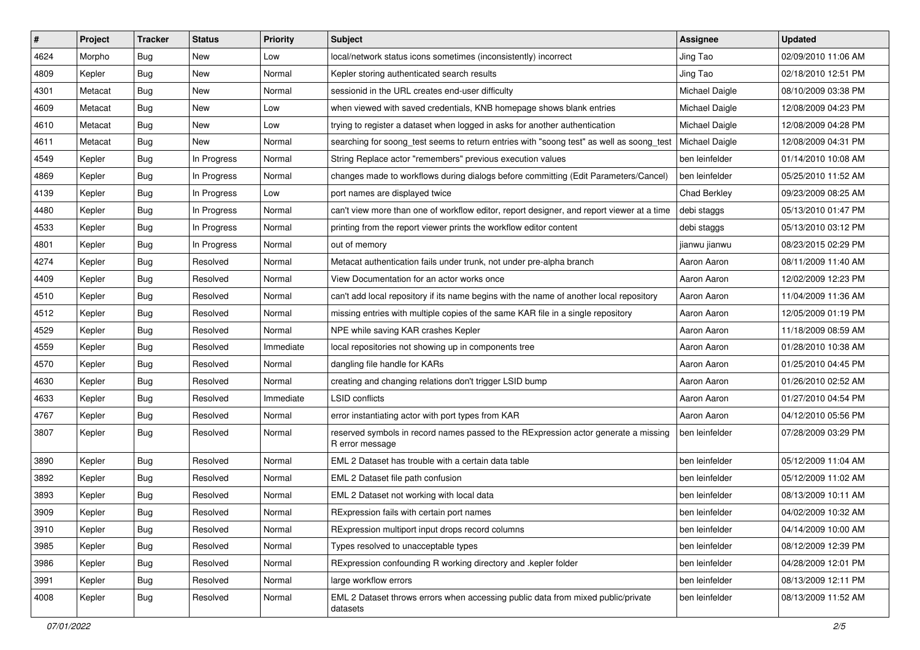| # | Project | Tracker | Status | Priority | Subject | Assignee | Updated |
|---|---|---|---|---|---|---|---|
| 4624 | Morpho | Bug | New | Low | local/network status icons sometimes (inconsistently) incorrect | Jing Tao | 02/09/2010 11:06 AM |
| 4809 | Kepler | Bug | New | Normal | Kepler storing authenticated search results | Jing Tao | 02/18/2010 12:51 PM |
| 4301 | Metacat | Bug | New | Normal | sessionid in the URL creates end-user difficulty | Michael Daigle | 08/10/2009 03:38 PM |
| 4609 | Metacat | Bug | New | Low | when viewed with saved credentials, KNB homepage shows blank entries | Michael Daigle | 12/08/2009 04:23 PM |
| 4610 | Metacat | Bug | New | Low | trying to register a dataset when logged in asks for another authentication | Michael Daigle | 12/08/2009 04:28 PM |
| 4611 | Metacat | Bug | New | Normal | searching for soong_test seems to return entries with "soong test" as well as soong_test | Michael Daigle | 12/08/2009 04:31 PM |
| 4549 | Kepler | Bug | In Progress | Normal | String Replace actor "remembers" previous execution values | ben leinfelder | 01/14/2010 10:08 AM |
| 4869 | Kepler | Bug | In Progress | Normal | changes made to workflows during dialogs before committing (Edit Parameters/Cancel) | ben leinfelder | 05/25/2010 11:52 AM |
| 4139 | Kepler | Bug | In Progress | Low | port names are displayed twice | Chad Berkley | 09/23/2009 08:25 AM |
| 4480 | Kepler | Bug | In Progress | Normal | can't view more than one of workflow editor, report designer, and report viewer at a time | debi staggs | 05/13/2010 01:47 PM |
| 4533 | Kepler | Bug | In Progress | Normal | printing from the report viewer prints the workflow editor content | debi staggs | 05/13/2010 03:12 PM |
| 4801 | Kepler | Bug | In Progress | Normal | out of memory | jianwu jianwu | 08/23/2015 02:29 PM |
| 4274 | Kepler | Bug | Resolved | Normal | Metacat authentication fails under trunk, not under pre-alpha branch | Aaron Aaron | 08/11/2009 11:40 AM |
| 4409 | Kepler | Bug | Resolved | Normal | View Documentation for an actor works once | Aaron Aaron | 12/02/2009 12:23 PM |
| 4510 | Kepler | Bug | Resolved | Normal | can't add local repository if its name begins with the name of another local repository | Aaron Aaron | 11/04/2009 11:36 AM |
| 4512 | Kepler | Bug | Resolved | Normal | missing entries with multiple copies of the same KAR file in a single repository | Aaron Aaron | 12/05/2009 01:19 PM |
| 4529 | Kepler | Bug | Resolved | Normal | NPE while saving KAR crashes Kepler | Aaron Aaron | 11/18/2009 08:59 AM |
| 4559 | Kepler | Bug | Resolved | Immediate | local repositories not showing up in components tree | Aaron Aaron | 01/28/2010 10:38 AM |
| 4570 | Kepler | Bug | Resolved | Normal | dangling file handle for KARs | Aaron Aaron | 01/25/2010 04:45 PM |
| 4630 | Kepler | Bug | Resolved | Normal | creating and changing relations don't trigger LSID bump | Aaron Aaron | 01/26/2010 02:52 AM |
| 4633 | Kepler | Bug | Resolved | Immediate | LSID conflicts | Aaron Aaron | 01/27/2010 04:54 PM |
| 4767 | Kepler | Bug | Resolved | Normal | error instantiating actor with port types from KAR | Aaron Aaron | 04/12/2010 05:56 PM |
| 3807 | Kepler | Bug | Resolved | Normal | reserved symbols in record names passed to the RExpression actor generate a missing R error message | ben leinfelder | 07/28/2009 03:29 PM |
| 3890 | Kepler | Bug | Resolved | Normal | EML 2 Dataset has trouble with a certain data table | ben leinfelder | 05/12/2009 11:04 AM |
| 3892 | Kepler | Bug | Resolved | Normal | EML 2 Dataset file path confusion | ben leinfelder | 05/12/2009 11:02 AM |
| 3893 | Kepler | Bug | Resolved | Normal | EML 2 Dataset not working with local data | ben leinfelder | 08/13/2009 10:11 AM |
| 3909 | Kepler | Bug | Resolved | Normal | RExpression fails with certain port names | ben leinfelder | 04/02/2009 10:32 AM |
| 3910 | Kepler | Bug | Resolved | Normal | RExpression multiport input drops record columns | ben leinfelder | 04/14/2009 10:00 AM |
| 3985 | Kepler | Bug | Resolved | Normal | Types resolved to unacceptable types | ben leinfelder | 08/12/2009 12:39 PM |
| 3986 | Kepler | Bug | Resolved | Normal | RExpression confounding R working directory and .kepler folder | ben leinfelder | 04/28/2009 12:01 PM |
| 3991 | Kepler | Bug | Resolved | Normal | large workflow errors | ben leinfelder | 08/13/2009 12:11 PM |
| 4008 | Kepler | Bug | Resolved | Normal | EML 2 Dataset throws errors when accessing public data from mixed public/private datasets | ben leinfelder | 08/13/2009 11:52 AM |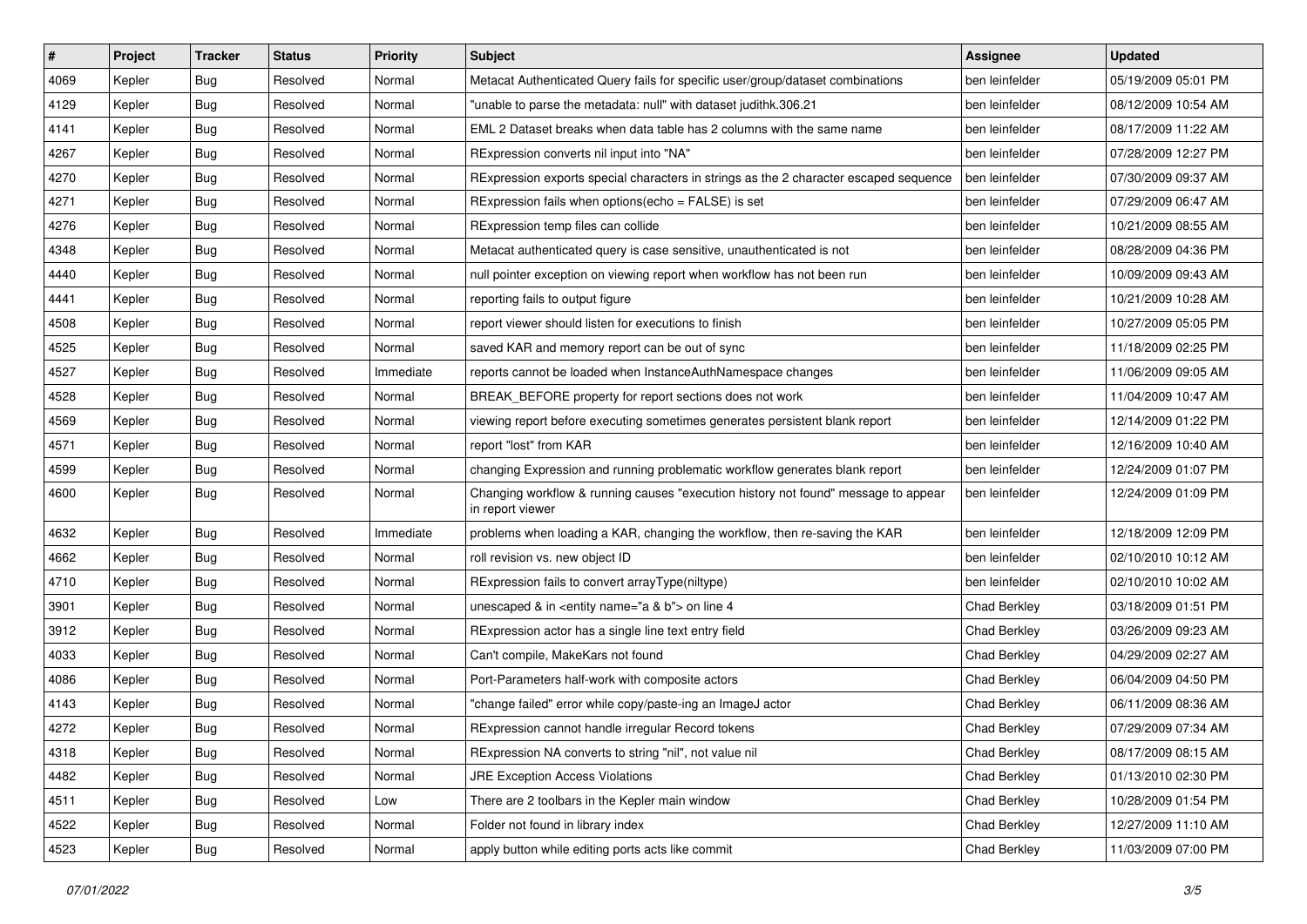| # | Project | Tracker | Status | Priority | Subject | Assignee | Updated |
|---|---|---|---|---|---|---|---|
| 4069 | Kepler | Bug | Resolved | Normal | Metacat Authenticated Query fails for specific user/group/dataset combinations | ben leinfelder | 05/19/2009 05:01 PM |
| 4129 | Kepler | Bug | Resolved | Normal | "unable to parse the metadata: null" with dataset judithk.306.21 | ben leinfelder | 08/12/2009 10:54 AM |
| 4141 | Kepler | Bug | Resolved | Normal | EML 2 Dataset breaks when data table has 2 columns with the same name | ben leinfelder | 08/17/2009 11:22 AM |
| 4267 | Kepler | Bug | Resolved | Normal | RExpression converts nil input into "NA" | ben leinfelder | 07/28/2009 12:27 PM |
| 4270 | Kepler | Bug | Resolved | Normal | RExpression exports special characters in strings as the 2 character escaped sequence | ben leinfelder | 07/30/2009 09:37 AM |
| 4271 | Kepler | Bug | Resolved | Normal | RExpression fails when options(echo = FALSE) is set | ben leinfelder | 07/29/2009 06:47 AM |
| 4276 | Kepler | Bug | Resolved | Normal | RExpression temp files can collide | ben leinfelder | 10/21/2009 08:55 AM |
| 4348 | Kepler | Bug | Resolved | Normal | Metacat authenticated query is case sensitive, unauthenticated is not | ben leinfelder | 08/28/2009 04:36 PM |
| 4440 | Kepler | Bug | Resolved | Normal | null pointer exception on viewing report when workflow has not been run | ben leinfelder | 10/09/2009 09:43 AM |
| 4441 | Kepler | Bug | Resolved | Normal | reporting fails to output figure | ben leinfelder | 10/21/2009 10:28 AM |
| 4508 | Kepler | Bug | Resolved | Normal | report viewer should listen for executions to finish | ben leinfelder | 10/27/2009 05:05 PM |
| 4525 | Kepler | Bug | Resolved | Normal | saved KAR and memory report can be out of sync | ben leinfelder | 11/18/2009 02:25 PM |
| 4527 | Kepler | Bug | Resolved | Immediate | reports cannot be loaded when InstanceAuthNamespace changes | ben leinfelder | 11/06/2009 09:05 AM |
| 4528 | Kepler | Bug | Resolved | Normal | BREAK_BEFORE property for report sections does not work | ben leinfelder | 11/04/2009 10:47 AM |
| 4569 | Kepler | Bug | Resolved | Normal | viewing report before executing sometimes generates persistent blank report | ben leinfelder | 12/14/2009 01:22 PM |
| 4571 | Kepler | Bug | Resolved | Normal | report "lost" from KAR | ben leinfelder | 12/16/2009 10:40 AM |
| 4599 | Kepler | Bug | Resolved | Normal | changing Expression and running problematic workflow generates blank report | ben leinfelder | 12/24/2009 01:07 PM |
| 4600 | Kepler | Bug | Resolved | Normal | Changing workflow & running causes "execution history not found" message to appear in report viewer | ben leinfelder | 12/24/2009 01:09 PM |
| 4632 | Kepler | Bug | Resolved | Immediate | problems when loading a KAR, changing the workflow, then re-saving the KAR | ben leinfelder | 12/18/2009 12:09 PM |
| 4662 | Kepler | Bug | Resolved | Normal | roll revision vs. new object ID | ben leinfelder | 02/10/2010 10:12 AM |
| 4710 | Kepler | Bug | Resolved | Normal | RExpression fails to convert arrayType(niltype) | ben leinfelder | 02/10/2010 10:02 AM |
| 3901 | Kepler | Bug | Resolved | Normal | unescaped & in <entity name="a & b"> on line 4 | Chad Berkley | 03/18/2009 01:51 PM |
| 3912 | Kepler | Bug | Resolved | Normal | RExpression actor has a single line text entry field | Chad Berkley | 03/26/2009 09:23 AM |
| 4033 | Kepler | Bug | Resolved | Normal | Can't compile, MakeKars not found | Chad Berkley | 04/29/2009 02:27 AM |
| 4086 | Kepler | Bug | Resolved | Normal | Port-Parameters half-work with composite actors | Chad Berkley | 06/04/2009 04:50 PM |
| 4143 | Kepler | Bug | Resolved | Normal | "change failed" error while copy/paste-ing an ImageJ actor | Chad Berkley | 06/11/2009 08:36 AM |
| 4272 | Kepler | Bug | Resolved | Normal | RExpression cannot handle irregular Record tokens | Chad Berkley | 07/29/2009 07:34 AM |
| 4318 | Kepler | Bug | Resolved | Normal | RExpression NA converts to string "nil", not value nil | Chad Berkley | 08/17/2009 08:15 AM |
| 4482 | Kepler | Bug | Resolved | Normal | JRE Exception Access Violations | Chad Berkley | 01/13/2010 02:30 PM |
| 4511 | Kepler | Bug | Resolved | Low | There are 2 toolbars in the Kepler main window | Chad Berkley | 10/28/2009 01:54 PM |
| 4522 | Kepler | Bug | Resolved | Normal | Folder not found in library index | Chad Berkley | 12/27/2009 11:10 AM |
| 4523 | Kepler | Bug | Resolved | Normal | apply button while editing ports acts like commit | Chad Berkley | 11/03/2009 07:00 PM |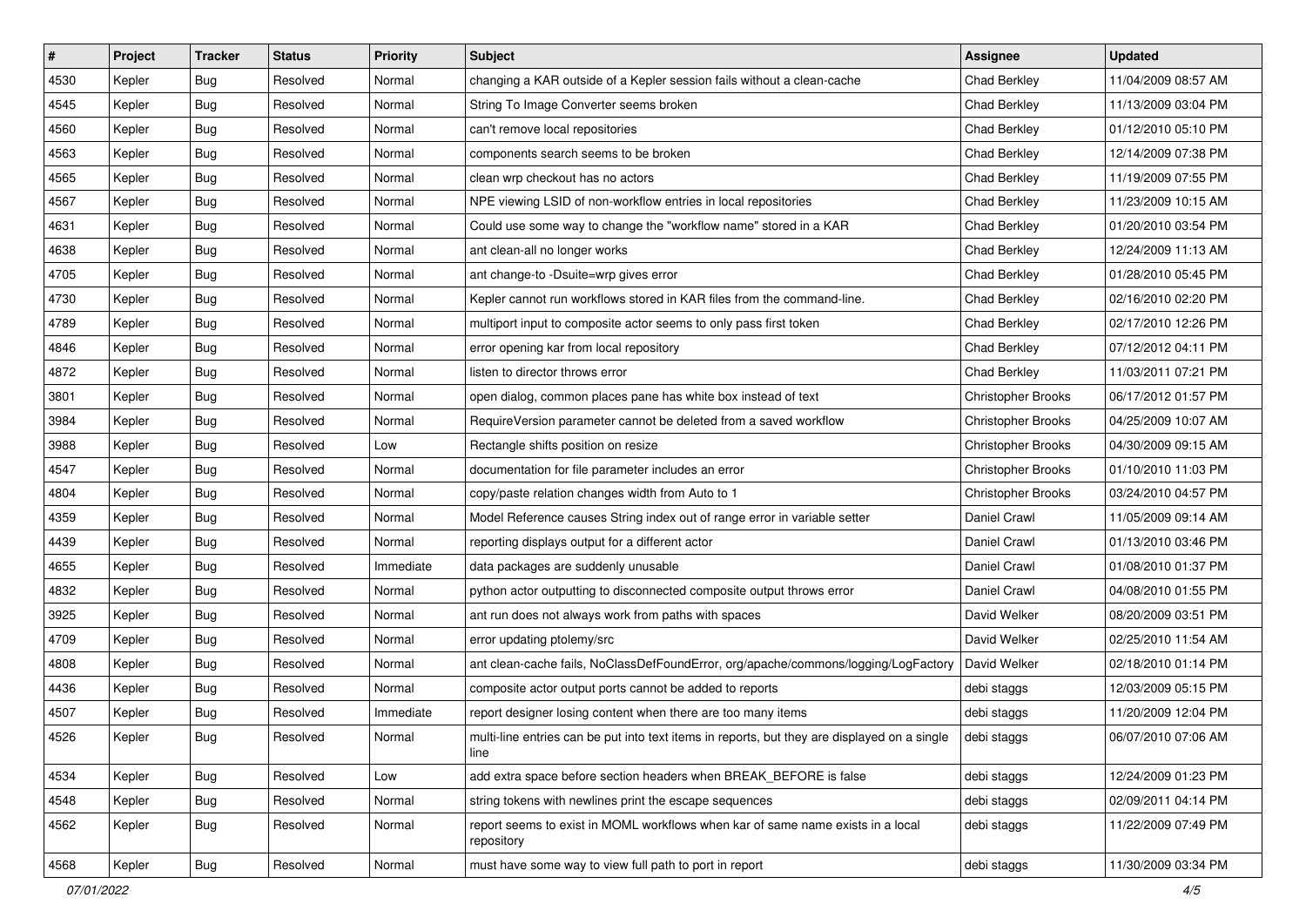| # | Project | Tracker | Status | Priority | Subject | Assignee | Updated |
|---|---|---|---|---|---|---|---|
| 4530 | Kepler | Bug | Resolved | Normal | changing a KAR outside of a Kepler session fails without a clean-cache | Chad Berkley | 11/04/2009 08:57 AM |
| 4545 | Kepler | Bug | Resolved | Normal | String To Image Converter seems broken | Chad Berkley | 11/13/2009 03:04 PM |
| 4560 | Kepler | Bug | Resolved | Normal | can't remove local repositories | Chad Berkley | 01/12/2010 05:10 PM |
| 4563 | Kepler | Bug | Resolved | Normal | components search seems to be broken | Chad Berkley | 12/14/2009 07:38 PM |
| 4565 | Kepler | Bug | Resolved | Normal | clean wrp checkout has no actors | Chad Berkley | 11/19/2009 07:55 PM |
| 4567 | Kepler | Bug | Resolved | Normal | NPE viewing LSID of non-workflow entries in local repositories | Chad Berkley | 11/23/2009 10:15 AM |
| 4631 | Kepler | Bug | Resolved | Normal | Could use some way to change the "workflow name" stored in a KAR | Chad Berkley | 01/20/2010 03:54 PM |
| 4638 | Kepler | Bug | Resolved | Normal | ant clean-all no longer works | Chad Berkley | 12/24/2009 11:13 AM |
| 4705 | Kepler | Bug | Resolved | Normal | ant change-to -Dsuite=wrp gives error | Chad Berkley | 01/28/2010 05:45 PM |
| 4730 | Kepler | Bug | Resolved | Normal | Kepler cannot run workflows stored in KAR files from the command-line. | Chad Berkley | 02/16/2010 02:20 PM |
| 4789 | Kepler | Bug | Resolved | Normal | multiport input to composite actor seems to only pass first token | Chad Berkley | 02/17/2010 12:26 PM |
| 4846 | Kepler | Bug | Resolved | Normal | error opening kar from local repository | Chad Berkley | 07/12/2012 04:11 PM |
| 4872 | Kepler | Bug | Resolved | Normal | listen to director throws error | Chad Berkley | 11/03/2011 07:21 PM |
| 3801 | Kepler | Bug | Resolved | Normal | open dialog, common places pane has white box instead of text | Christopher Brooks | 06/17/2012 01:57 PM |
| 3984 | Kepler | Bug | Resolved | Normal | RequireVersion parameter cannot be deleted from a saved workflow | Christopher Brooks | 04/25/2009 10:07 AM |
| 3988 | Kepler | Bug | Resolved | Low | Rectangle shifts position on resize | Christopher Brooks | 04/30/2009 09:15 AM |
| 4547 | Kepler | Bug | Resolved | Normal | documentation for file parameter includes an error | Christopher Brooks | 01/10/2010 11:03 PM |
| 4804 | Kepler | Bug | Resolved | Normal | copy/paste relation changes width from Auto to 1 | Christopher Brooks | 03/24/2010 04:57 PM |
| 4359 | Kepler | Bug | Resolved | Normal | Model Reference causes String index out of range error in variable setter | Daniel Crawl | 11/05/2009 09:14 AM |
| 4439 | Kepler | Bug | Resolved | Normal | reporting displays output for a different actor | Daniel Crawl | 01/13/2010 03:46 PM |
| 4655 | Kepler | Bug | Resolved | Immediate | data packages are suddenly unusable | Daniel Crawl | 01/08/2010 01:37 PM |
| 4832 | Kepler | Bug | Resolved | Normal | python actor outputting to disconnected composite output throws error | Daniel Crawl | 04/08/2010 01:55 PM |
| 3925 | Kepler | Bug | Resolved | Normal | ant run does not always work from paths with spaces | David Welker | 08/20/2009 03:51 PM |
| 4709 | Kepler | Bug | Resolved | Normal | error updating ptolemy/src | David Welker | 02/25/2010 11:54 AM |
| 4808 | Kepler | Bug | Resolved | Normal | ant clean-cache fails, NoClassDefFoundError, org/apache/commons/logging/LogFactory | David Welker | 02/18/2010 01:14 PM |
| 4436 | Kepler | Bug | Resolved | Normal | composite actor output ports cannot be added to reports | debi staggs | 12/03/2009 05:15 PM |
| 4507 | Kepler | Bug | Resolved | Immediate | report designer losing content when there are too many items | debi staggs | 11/20/2009 12:04 PM |
| 4526 | Kepler | Bug | Resolved | Normal | multi-line entries can be put into text items in reports, but they are displayed on a single line | debi staggs | 06/07/2010 07:06 AM |
| 4534 | Kepler | Bug | Resolved | Low | add extra space before section headers when BREAK_BEFORE is false | debi staggs | 12/24/2009 01:23 PM |
| 4548 | Kepler | Bug | Resolved | Normal | string tokens with newlines print the escape sequences | debi staggs | 02/09/2011 04:14 PM |
| 4562 | Kepler | Bug | Resolved | Normal | report seems to exist in MOML workflows when kar of same name exists in a local repository | debi staggs | 11/22/2009 07:49 PM |
| 4568 | Kepler | Bug | Resolved | Normal | must have some way to view full path to port in report | debi staggs | 11/30/2009 03:34 PM |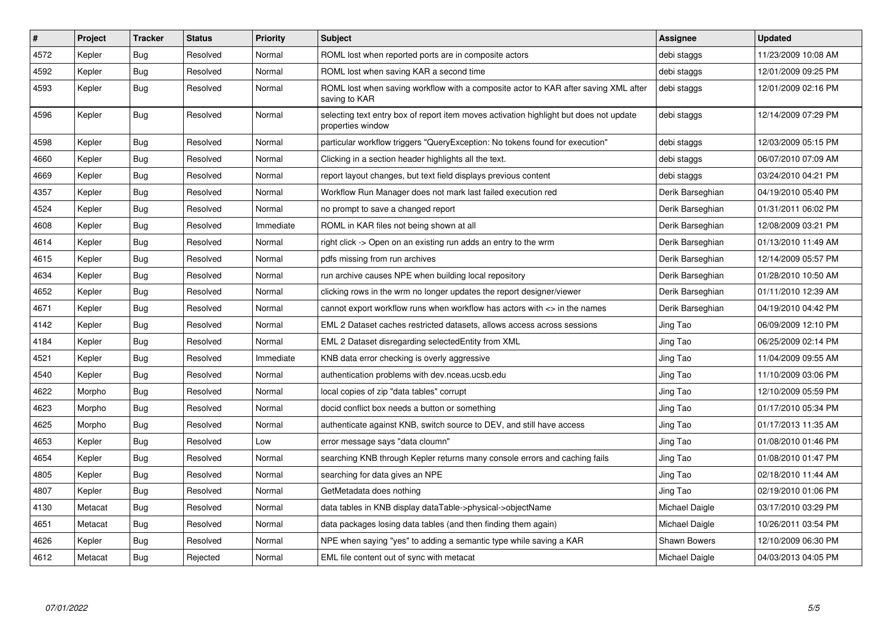| # | Project | Tracker | Status | Priority | Subject | Assignee | Updated |
|---|---|---|---|---|---|---|---|
| 4572 | Kepler | Bug | Resolved | Normal | ROML lost when reported ports are in composite actors | debi staggs | 11/23/2009 10:08 AM |
| 4592 | Kepler | Bug | Resolved | Normal | ROML lost when saving KAR a second time | debi staggs | 12/01/2009 09:25 PM |
| 4593 | Kepler | Bug | Resolved | Normal | ROML lost when saving workflow with a composite actor to KAR after saving XML after saving to KAR | debi staggs | 12/01/2009 02:16 PM |
| 4596 | Kepler | Bug | Resolved | Normal | selecting text entry box of report item moves activation highlight but does not update properties window | debi staggs | 12/14/2009 07:29 PM |
| 4598 | Kepler | Bug | Resolved | Normal | particular workflow triggers "QueryException: No tokens found for execution" | debi staggs | 12/03/2009 05:15 PM |
| 4660 | Kepler | Bug | Resolved | Normal | Clicking in a section header highlights all the text. | debi staggs | 06/07/2010 07:09 AM |
| 4669 | Kepler | Bug | Resolved | Normal | report layout changes, but text field displays previous content | debi staggs | 03/24/2010 04:21 PM |
| 4357 | Kepler | Bug | Resolved | Normal | Workflow Run Manager does not mark last failed execution red | Derik Barseghian | 04/19/2010 05:40 PM |
| 4524 | Kepler | Bug | Resolved | Normal | no prompt to save a changed report | Derik Barseghian | 01/31/2011 06:02 PM |
| 4608 | Kepler | Bug | Resolved | Immediate | ROML in KAR files not being shown at all | Derik Barseghian | 12/08/2009 03:21 PM |
| 4614 | Kepler | Bug | Resolved | Normal | right click -> Open on an existing run adds an entry to the wrm | Derik Barseghian | 01/13/2010 11:49 AM |
| 4615 | Kepler | Bug | Resolved | Normal | pdfs missing from run archives | Derik Barseghian | 12/14/2009 05:57 PM |
| 4634 | Kepler | Bug | Resolved | Normal | run archive causes NPE when building local repository | Derik Barseghian | 01/28/2010 10:50 AM |
| 4652 | Kepler | Bug | Resolved | Normal | clicking rows in the wrm no longer updates the report designer/viewer | Derik Barseghian | 01/11/2010 12:39 AM |
| 4671 | Kepler | Bug | Resolved | Normal | cannot export workflow runs when workflow has actors with <> in the names | Derik Barseghian | 04/19/2010 04:42 PM |
| 4142 | Kepler | Bug | Resolved | Normal | EML 2 Dataset caches restricted datasets, allows access across sessions | Jing Tao | 06/09/2009 12:10 PM |
| 4184 | Kepler | Bug | Resolved | Normal | EML 2 Dataset disregarding selectedEntity from XML | Jing Tao | 06/25/2009 02:14 PM |
| 4521 | Kepler | Bug | Resolved | Immediate | KNB data error checking is overly aggressive | Jing Tao | 11/04/2009 09:55 AM |
| 4540 | Kepler | Bug | Resolved | Normal | authentication problems with dev.nceas.ucsb.edu | Jing Tao | 11/10/2009 03:06 PM |
| 4622 | Morpho | Bug | Resolved | Normal | local copies of zip "data tables" corrupt | Jing Tao | 12/10/2009 05:59 PM |
| 4623 | Morpho | Bug | Resolved | Normal | docid conflict box needs a button or something | Jing Tao | 01/17/2010 05:34 PM |
| 4625 | Morpho | Bug | Resolved | Normal | authenticate against KNB, switch source to DEV, and still have access | Jing Tao | 01/17/2013 11:35 AM |
| 4653 | Kepler | Bug | Resolved | Low | error message says "data cloumn" | Jing Tao | 01/08/2010 01:46 PM |
| 4654 | Kepler | Bug | Resolved | Normal | searching KNB through Kepler returns many console errors and caching fails | Jing Tao | 01/08/2010 01:47 PM |
| 4805 | Kepler | Bug | Resolved | Normal | searching for data gives an NPE | Jing Tao | 02/18/2010 11:44 AM |
| 4807 | Kepler | Bug | Resolved | Normal | GetMetadata does nothing | Jing Tao | 02/19/2010 01:06 PM |
| 4130 | Metacat | Bug | Resolved | Normal | data tables in KNB display dataTable->physical->objectName | Michael Daigle | 03/17/2010 03:29 PM |
| 4651 | Metacat | Bug | Resolved | Normal | data packages losing data tables (and then finding them again) | Michael Daigle | 10/26/2011 03:54 PM |
| 4626 | Kepler | Bug | Resolved | Normal | NPE when saying "yes" to adding a semantic type while saving a KAR | Shawn Bowers | 12/10/2009 06:30 PM |
| 4612 | Metacat | Bug | Rejected | Normal | EML file content out of sync with metacat | Michael Daigle | 04/03/2013 04:05 PM |